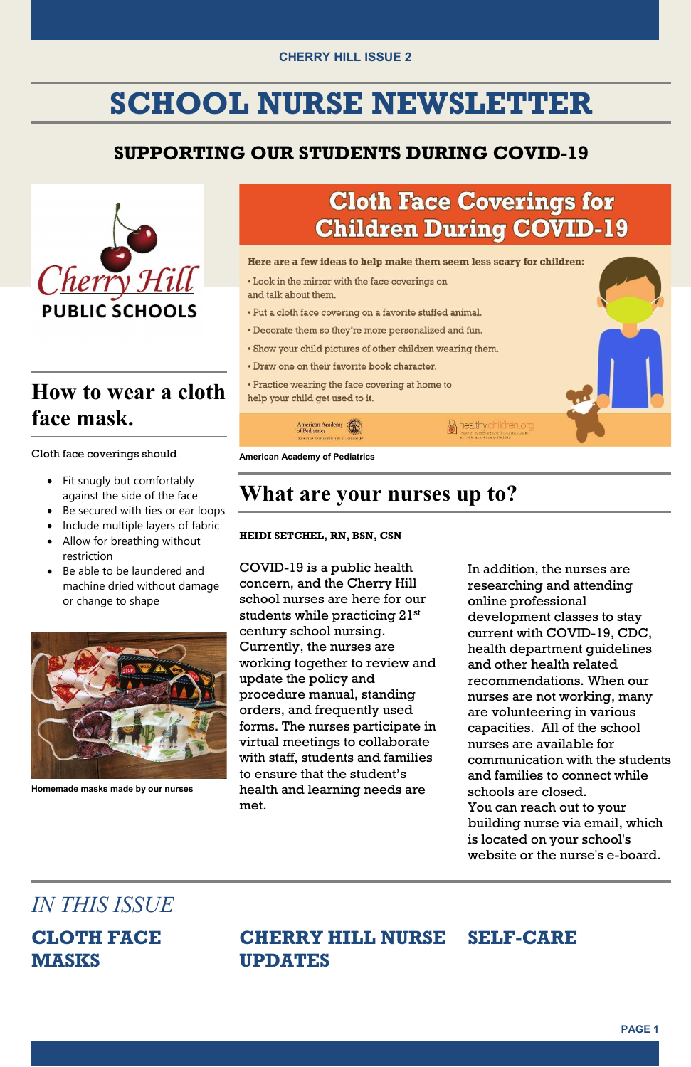CHERRY HILL ISSUE 2

# SCHOOL NURSE NEWSLETTER

## SUPPORTING OUR STUDENTS DURING COVID-19

Cherry Hill PUBLIC SCHOOLS

## How to wear a cloth face mask.

Cloth face coverings should

- Fit snugly but comfortably against the side of the face
- Be secured with ties or ear loops
- Include multiple layers of fabric
- Allow for breathing without restriction
- Be able to be laundered and machine dried without damage or change to shape

Homemade masks made by our nurses

## Cloth Face Coverings for Children During COVID-19

**Here are a few ideas to help make them seem less scary for children:**

- Look in the mirror with the face coverings on and talk about them.
- Put a cloth face covering on a favorite stuffed animal.
- Decorate them so they're more personalized and fun.
- Show your child pictures of other children wearing them.
- Draw one on their favorite book character.
- Practice wearing the face covering at home to help your child get used to it.

American Academy of Pediatrics | healthychildren.org

**American Academy of Pediatrics**

## What are your nurses up to?

**HEIDI SETCHEL, RN, BSN, CSN**

COVID-19 is a public health concern, and the Cherry Hill school nurses are here for our students while practicing 21st century school nursing. Currently, the nurses are working together to review and update the policy and procedure manual, standing orders, and frequently used forms. The nurses participate in virtual meetings to collaborate with staff, students and families to ensure that the student's health and learning needs are met.

In addition, the nurses are researching and attending online professional development classes to stay current with COVID-19, CDC, health department guidelines and other health related recommendations. When our nurses are not working, many are volunteering in various capacities. All of the school nurses are available for communication with the students and families to connect while schools are closed.
You can reach out to your building nurse via email, which is located on your school's website or the nurse's e-board.

*IN THIS ISSUE*

**CLOTH FACE MASKS**

**CHERRY HILL NURSE UPDATES**

**SELF-CARE**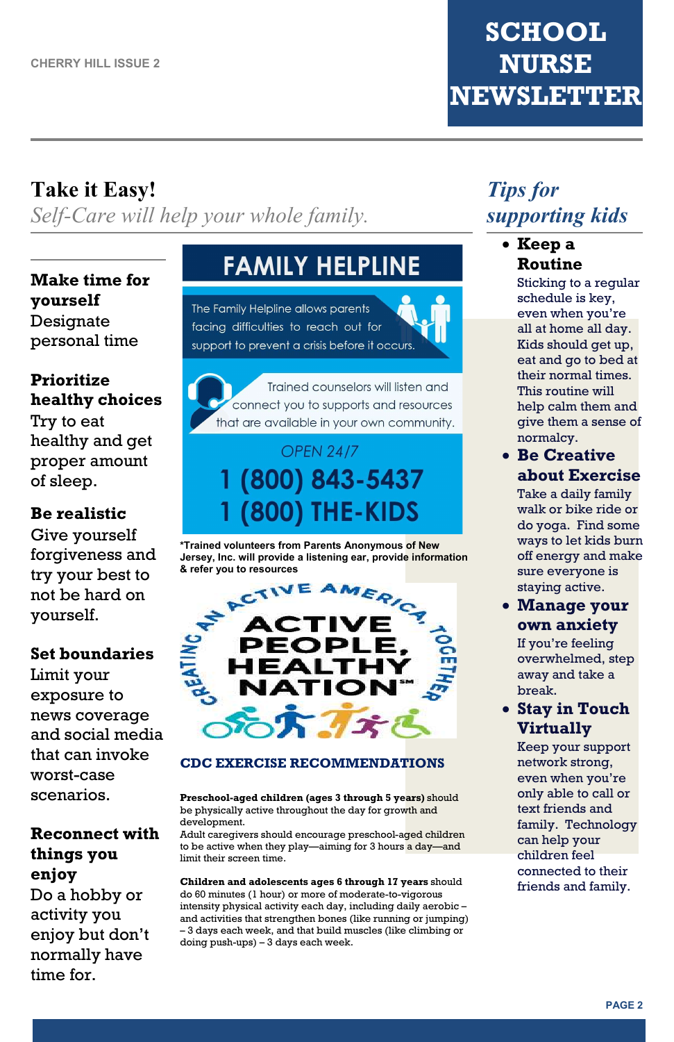# SCHOOL NURSE NEWSLETTER

## Take it Easy!

*Self-Care will help your whole family.*

**Make time for yourself**
Designate personal time

**Prioritize healthy choices**
Try to eat healthy and get proper amount of sleep.

**Be realistic**
Give yourself forgiveness and try your best to not be hard on yourself.

**Set boundaries**
Limit your exposure to news coverage and social media that can invoke worst-case scenarios.

**Reconnect with things you enjoy**
Do a hobby or activity you enjoy but don't normally have time for.

## FAMILY HELPLINE

The Family Helpline allows parents facing difficulties to reach out for support to prevent a crisis before it occurs.

Trained counselors will listen and connect you to supports and resources that are available in your own community.

*OPEN 24/7*

**1 (800) 843-5437**
**1 (800) THE-KIDS**

**\*Trained volunteers from Parents Anonymous of New Jersey, Inc. will provide a listening ear, provide information & refer you to resources**

CREATING AN ACTIVE AMERICA, TOGETHER
ACTIVE PEOPLE, HEALTHY NATION℠

### CDC EXERCISE RECOMMENDATIONS

**Preschool-aged children (ages 3 through 5 years)** should be physically active throughout the day for growth and development.
Adult caregivers should encourage preschool-aged children to be active when they play—aiming for 3 hours a day—and limit their screen time.

**Children and adolescents ages 6 through 17 years** should do 60 minutes (1 hour) or more of moderate-to-vigorous intensity physical activity each day, including daily aerobic – and activities that strengthen bones (like running or jumping) – 3 days each week, and that build muscles (like climbing or doing push-ups) – 3 days each week.

## *Tips for supporting kids*

- **Keep a Routine**
  Sticking to a regular schedule is key, even when you're all at home all day. Kids should get up, eat and go to bed at their normal times. This routine will help calm them and give them a sense of normalcy.
- **Be Creative about Exercise**
  Take a daily family walk or bike ride or do yoga. Find some ways to let kids burn off energy and make sure everyone is staying active.
- **Manage your own anxiety**
  If you're feeling overwhelmed, step away and take a break.
- **Stay in Touch Virtually**
  Keep your support network strong, even when you're only able to call or text friends and family. Technology can help your children feel connected to their friends and family.